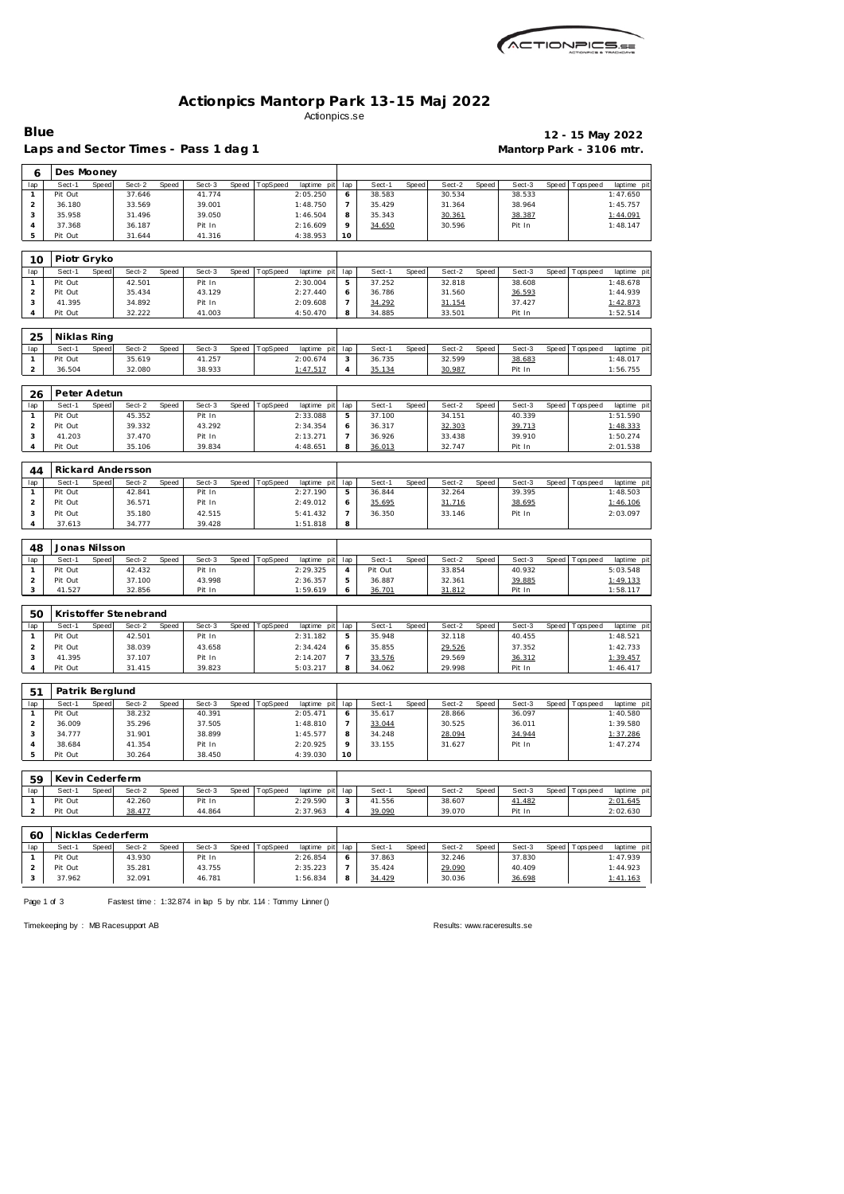# Actionpics Mantorp Park 13-15 Maj 2022

Actionpics.se

**Blue** — **12 - 15 May 2022**

**Laps and Sector Times - Pass 1 dag 1** — **Mantorp Park - 3106 mtr.**

## 6 Des Mooney

| lap | Sect-1 | Speed | Sect-2 | Speed | Sect-3 | Speed | TopSpeed | laptime pit | lap | Sect-1 | Speed | Sect-2 | Speed | Sect-3 | Speed | Topspeed | laptime pit |
|---|---|---|---|---|---|---|---|---|---|---|---|---|---|---|---|---|---|
| 1 | Pit Out | | 37.646 | | 41.774 | | | 2:05.250 | 6 | 38.583 | | 30.534 | | 38.533 | | | 1:47.650 |
| 2 | 36.180 | | 33.569 | | 39.001 | | | 1:48.750 | 7 | 35.429 | | 31.364 | | 38.964 | | | 1:45.757 |
| 3 | 35.958 | | 31.496 | | 39.050 | | | 1:46.504 | 8 | 35.343 | | 30.361 | | 38.387 | | | 1:44.091 |
| 4 | 37.368 | | 36.187 | | Pit In | | | 2:16.609 | 9 | 34.650 | | 30.596 | | Pit In | | | 1:48.147 |
| 5 | Pit Out | | 31.644 | | 41.316 | | | 4:38.953 | 10 | | | | | | | | |

## 10 Piotr Gryko

| lap | Sect-1 | Speed | Sect-2 | Speed | Sect-3 | Speed | TopSpeed | laptime pit | lap | Sect-1 | Speed | Sect-2 | Speed | Sect-3 | Speed | Topspeed | laptime pit |
|---|---|---|---|---|---|---|---|---|---|---|---|---|---|---|---|---|---|
| 1 | Pit Out | | 42.501 | | Pit In | | | 2:30.004 | 5 | 37.252 | | 32.818 | | 38.608 | | | 1:48.678 |
| 2 | Pit Out | | 35.434 | | 43.129 | | | 2:27.440 | 6 | 36.786 | | 31.560 | | 36.593 | | | 1:44.939 |
| 3 | 41.395 | | 34.892 | | Pit In | | | 2:09.608 | 7 | 34.292 | | 31.154 | | 37.427 | | | 1:42.873 |
| 4 | Pit Out | | 32.222 | | 41.003 | | | 4:50.470 | 8 | 34.885 | | 33.501 | | Pit In | | | 1:52.514 |

## 25 Niklas Ring

| lap | Sect-1 | Speed | Sect-2 | Speed | Sect-3 | Speed | TopSpeed | laptime pit | lap | Sect-1 | Speed | Sect-2 | Speed | Sect-3 | Speed | Topspeed | laptime pit |
|---|---|---|---|---|---|---|---|---|---|---|---|---|---|---|---|---|---|
| 1 | Pit Out | | 35.619 | | 41.257 | | | 2:00.674 | 3 | 36.735 | | 32.599 | | 38.683 | | | 1:48.017 |
| 2 | 36.504 | | 32.080 | | 38.933 | | | 1:47.517 | 4 | 35.134 | | 30.987 | | Pit In | | | 1:56.755 |

## 26 Peter Adetun

| lap | Sect-1 | Speed | Sect-2 | Speed | Sect-3 | Speed | TopSpeed | laptime pit | lap | Sect-1 | Speed | Sect-2 | Speed | Sect-3 | Speed | Topspeed | laptime pit |
|---|---|---|---|---|---|---|---|---|---|---|---|---|---|---|---|---|---|
| 1 | Pit Out | | 45.352 | | Pit In | | | 2:33.088 | 5 | 37.100 | | 34.151 | | 40.339 | | | 1:51.590 |
| 2 | Pit Out | | 39.332 | | 43.292 | | | 2:34.354 | 6 | 36.317 | | 32.303 | | 39.713 | | | 1:48.333 |
| 3 | 41.203 | | 37.470 | | Pit In | | | 2:13.271 | 7 | 36.926 | | 33.438 | | 39.910 | | | 1:50.274 |
| 4 | Pit Out | | 35.106 | | 39.834 | | | 4:48.651 | 8 | 36.013 | | 32.747 | | Pit In | | | 2:01.538 |

## 44 Rickard Andersson

| lap | Sect-1 | Speed | Sect-2 | Speed | Sect-3 | Speed | TopSpeed | laptime pit | lap | Sect-1 | Speed | Sect-2 | Speed | Sect-3 | Speed | Topspeed | laptime pit |
|---|---|---|---|---|---|---|---|---|---|---|---|---|---|---|---|---|---|
| 1 | Pit Out | | 42.841 | | Pit In | | | 2:27.190 | 5 | 36.844 | | 32.264 | | 39.395 | | | 1:48.503 |
| 2 | Pit Out | | 36.571 | | Pit In | | | 2:49.012 | 6 | 35.695 | | 31.716 | | 38.695 | | | 1:46.106 |
| 3 | Pit Out | | 35.180 | | 42.515 | | | 5:41.432 | 7 | 36.350 | | 33.146 | | Pit In | | | 2:03.097 |
| 4 | 37.613 | | 34.777 | | 39.428 | | | 1:51.818 | 8 | | | | | | | | |

## 48 Jonas Nilsson

| lap | Sect-1 | Speed | Sect-2 | Speed | Sect-3 | Speed | TopSpeed | laptime pit | lap | Sect-1 | Speed | Sect-2 | Speed | Sect-3 | Speed | Topspeed | laptime pit |
|---|---|---|---|---|---|---|---|---|---|---|---|---|---|---|---|---|---|
| 1 | Pit Out | | 42.432 | | Pit In | | | 2:29.325 | 4 | Pit Out | | 33.854 | | 40.932 | | | 5:03.548 |
| 2 | Pit Out | | 37.100 | | 43.998 | | | 2:36.357 | 5 | 36.887 | | 32.361 | | 39.885 | | | 1:49.133 |
| 3 | 41.527 | | 32.856 | | Pit In | | | 1:59.619 | 6 | 36.701 | | 31.812 | | Pit In | | | 1:58.117 |

## 50 Kristoffer Stenebrand

| lap | Sect-1 | Speed | Sect-2 | Speed | Sect-3 | Speed | TopSpeed | laptime pit | lap | Sect-1 | Speed | Sect-2 | Speed | Sect-3 | Speed | Topspeed | laptime pit |
|---|---|---|---|---|---|---|---|---|---|---|---|---|---|---|---|---|---|
| 1 | Pit Out | | 42.501 | | Pit In | | | 2:31.182 | 5 | 35.948 | | 32.118 | | 40.455 | | | 1:48.521 |
| 2 | Pit Out | | 38.039 | | 43.658 | | | 2:34.424 | 6 | 35.855 | | 29.526 | | 37.352 | | | 1:42.733 |
| 3 | 41.395 | | 37.107 | | Pit In | | | 2:14.207 | 7 | 33.576 | | 29.569 | | 36.312 | | | 1:39.457 |
| 4 | Pit Out | | 31.415 | | 39.823 | | | 5:03.217 | 8 | 34.062 | | 29.998 | | Pit In | | | 1:46.417 |

## 51 Patrik Berglund

| lap | Sect-1 | Speed | Sect-2 | Speed | Sect-3 | Speed | TopSpeed | laptime pit | lap | Sect-1 | Speed | Sect-2 | Speed | Sect-3 | Speed | Topspeed | laptime pit |
|---|---|---|---|---|---|---|---|---|---|---|---|---|---|---|---|---|---|
| 1 | Pit Out | | 38.232 | | 40.391 | | | 2:05.471 | 6 | 35.617 | | 28.866 | | 36.097 | | | 1:40.580 |
| 2 | 36.009 | | 35.296 | | 37.505 | | | 1:48.810 | 7 | 33.044 | | 30.525 | | 36.011 | | | 1:39.580 |
| 3 | 34.777 | | 31.901 | | 38.899 | | | 1:45.577 | 8 | 34.248 | | 28.094 | | 34.944 | | | 1:37.286 |
| 4 | 38.684 | | 41.354 | | Pit In | | | 2:20.925 | 9 | 33.155 | | 31.627 | | Pit In | | | 1:47.274 |
| 5 | Pit Out | | 30.264 | | 38.450 | | | 4:39.030 | 10 | | | | | | | | |

## 59 Kevin Cederferm

| lap | Sect-1 | Speed | Sect-2 | Speed | Sect-3 | Speed | TopSpeed | laptime pit | lap | Sect-1 | Speed | Sect-2 | Speed | Sect-3 | Speed | Topspeed | laptime pit |
|---|---|---|---|---|---|---|---|---|---|---|---|---|---|---|---|---|---|
| 1 | Pit Out | | 42.260 | | Pit In | | | 2:29.590 | 3 | 41.556 | | 38.607 | | 41.482 | | | 2:01.645 |
| 2 | Pit Out | | 38.477 | | 44.864 | | | 2:37.963 | 4 | 39.090 | | 39.070 | | Pit In | | | 2:02.630 |

## 60 Nicklas Cederferm

| lap | Sect-1 | Speed | Sect-2 | Speed | Sect-3 | Speed | TopSpeed | laptime pit | lap | Sect-1 | Speed | Sect-2 | Speed | Sect-3 | Speed | Topspeed | laptime pit |
|---|---|---|---|---|---|---|---|---|---|---|---|---|---|---|---|---|---|
| 1 | Pit Out | | 43.930 | | Pit In | | | 2:26.854 | 6 | 37.863 | | 32.246 | | 37.830 | | | 1:47.939 |
| 2 | Pit Out | | 35.281 | | 43.755 | | | 2:35.223 | 7 | 35.424 | | 29.090 | | 40.409 | | | 1:44.923 |
| 3 | 37.962 | | 32.091 | | 46.781 | | | 1:56.834 | 8 | 34.429 | | 30.036 | | 36.698 | | | 1:41.163 |

Fastest time : 1:32.874 in lap 5 by nbr. 114 : Tommy Linner ()

Timekeeping by : MB Racesupport AB — Results: www.raceresults.se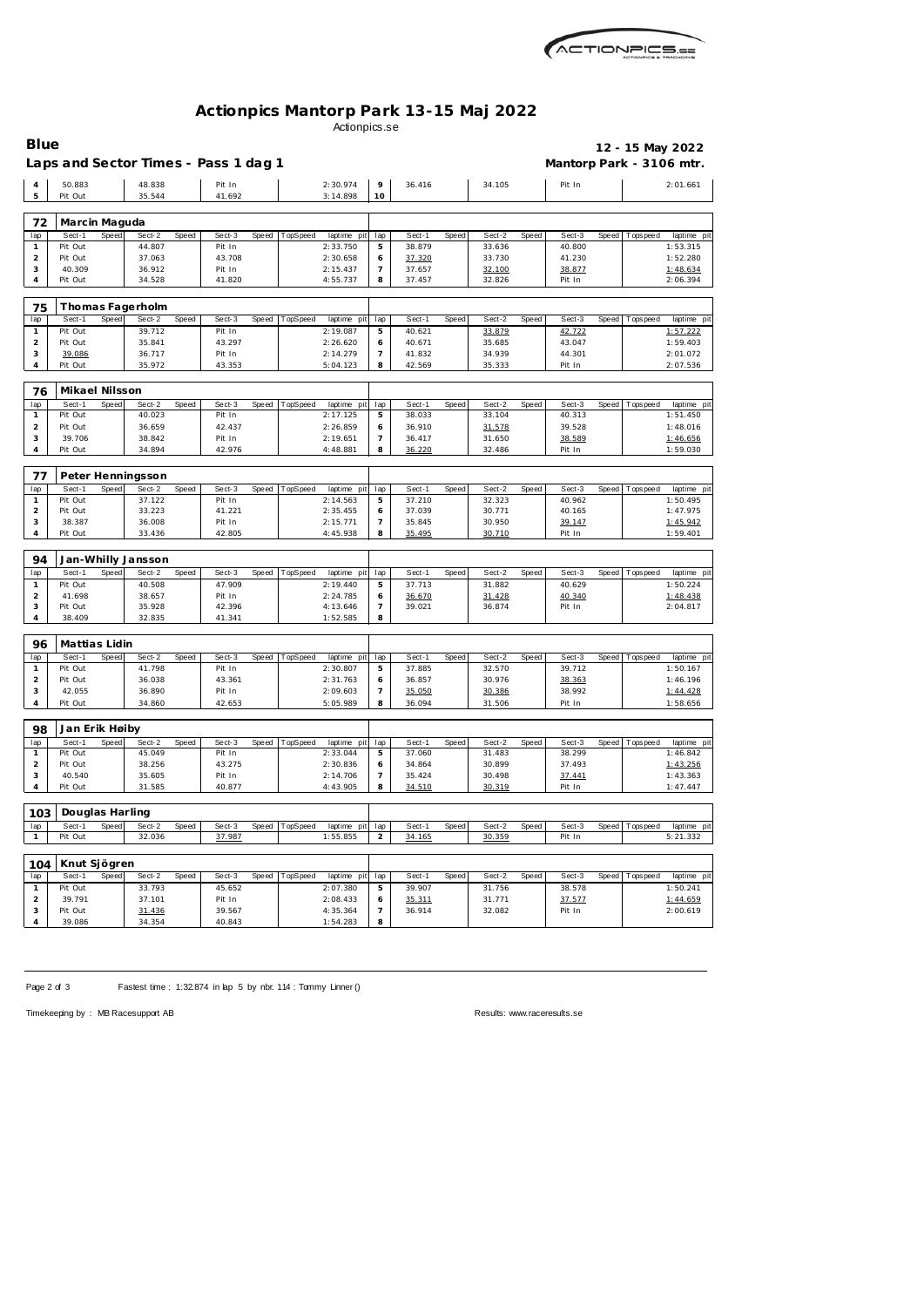# Actionpics Mantorp Park 13-15 Maj 2022

Actionpics.se

**Blue** — **12 - 15 May 2022**

**Laps and Sector Times - Pass 1 dag 1** — **Mantorp Park - 3106 mtr.**

| lap | Sect-1 | Speed | Sect-2 | Speed | Sect-3 | Speed | TopSpeed | laptime pit | lap | Sect-1 | Speed | Sect-2 | Speed | Sect-3 | Speed | Topspeed | laptime pit |
|---|---|---|---|---|---|---|---|---|---|---|---|---|---|---|---|---|---|
| 4 | 50.883 | | 48.838 | | Pit In | | | 2:30.974 | 9 | 36.416 | | 34.105 | | Pit In | | | 2:01.661 |
| 5 | Pit Out | | 35.544 | | 41.692 | | | 3:14.898 | 10 | | | | | | | | |

**72 Marcin Maguda**

| lap | Sect-1 | Speed | Sect-2 | Speed | Sect-3 | Speed | TopSpeed | laptime pit | lap | Sect-1 | Speed | Sect-2 | Speed | Sect-3 | Speed | Topspeed | laptime pit |
|---|---|---|---|---|---|---|---|---|---|---|---|---|---|---|---|---|---|
| 1 | Pit Out | | 44.807 | | Pit In | | | 2:33.750 | 5 | 38.879 | | 33.636 | | 40.800 | | | 1:53.315 |
| 2 | Pit Out | | 37.063 | | 43.708 | | | 2:30.658 | 6 | 37.320 | | 33.730 | | 41.230 | | | 1:52.280 |
| 3 | 40.309 | | 36.912 | | Pit In | | | 2:15.437 | 7 | 37.657 | | 32.100 | | 38.877 | | | 1:48.634 |
| 4 | Pit Out | | 34.528 | | 41.820 | | | 4:55.737 | 8 | 37.457 | | 32.826 | | Pit In | | | 2:06.394 |

**75 Thomas Fagerholm**

| lap | Sect-1 | Speed | Sect-2 | Speed | Sect-3 | Speed | TopSpeed | laptime pit | lap | Sect-1 | Speed | Sect-2 | Speed | Sect-3 | Speed | Topspeed | laptime pit |
|---|---|---|---|---|---|---|---|---|---|---|---|---|---|---|---|---|---|
| 1 | Pit Out | | 39.712 | | Pit In | | | 2:19.087 | 5 | 40.621 | | 33.879 | | 42.722 | | | 1:57.222 |
| 2 | Pit Out | | 35.841 | | 43.297 | | | 2:26.620 | 6 | 40.671 | | 35.685 | | 43.047 | | | 1:59.403 |
| 3 | 39.086 | | 36.717 | | Pit In | | | 2:14.279 | 7 | 41.832 | | 34.939 | | 44.301 | | | 2:01.072 |
| 4 | Pit Out | | 35.972 | | 43.353 | | | 5:04.123 | 8 | 42.569 | | 35.333 | | Pit In | | | 2:07.536 |

**76 Mikael Nilsson**

| lap | Sect-1 | Speed | Sect-2 | Speed | Sect-3 | Speed | TopSpeed | laptime pit | lap | Sect-1 | Speed | Sect-2 | Speed | Sect-3 | Speed | Topspeed | laptime pit |
|---|---|---|---|---|---|---|---|---|---|---|---|---|---|---|---|---|---|
| 1 | Pit Out | | 40.023 | | Pit In | | | 2:17.125 | 5 | 38.033 | | 33.104 | | 40.313 | | | 1:51.450 |
| 2 | Pit Out | | 36.659 | | 42.437 | | | 2:26.859 | 6 | 36.910 | | 31.578 | | 39.528 | | | 1:48.016 |
| 3 | 39.706 | | 38.842 | | Pit In | | | 2:19.651 | 7 | 36.417 | | 31.650 | | 38.589 | | | 1:46.656 |
| 4 | Pit Out | | 34.894 | | 42.976 | | | 4:48.881 | 8 | 36.220 | | 32.486 | | Pit In | | | 1:59.030 |

**77 Peter Henningsson**

| lap | Sect-1 | Speed | Sect-2 | Speed | Sect-3 | Speed | TopSpeed | laptime pit | lap | Sect-1 | Speed | Sect-2 | Speed | Sect-3 | Speed | Topspeed | laptime pit |
|---|---|---|---|---|---|---|---|---|---|---|---|---|---|---|---|---|---|
| 1 | Pit Out | | 37.122 | | Pit In | | | 2:14.563 | 5 | 37.210 | | 32.323 | | 40.962 | | | 1:50.495 |
| 2 | Pit Out | | 33.223 | | 41.221 | | | 2:35.455 | 6 | 37.039 | | 30.771 | | 40.165 | | | 1:47.975 |
| 3 | 38.387 | | 36.008 | | Pit In | | | 2:15.771 | 7 | 35.845 | | 30.950 | | 39.147 | | | 1:45.942 |
| 4 | Pit Out | | 33.436 | | 42.805 | | | 4:45.938 | 8 | 35.495 | | 30.710 | | Pit In | | | 1:59.401 |

**94 Jan-Whilly Jansson**

| lap | Sect-1 | Speed | Sect-2 | Speed | Sect-3 | Speed | TopSpeed | laptime pit | lap | Sect-1 | Speed | Sect-2 | Speed | Sect-3 | Speed | Topspeed | laptime pit |
|---|---|---|---|---|---|---|---|---|---|---|---|---|---|---|---|---|---|
| 1 | Pit Out | | 40.508 | | 47.909 | | | 2:19.440 | 5 | 37.713 | | 31.882 | | 40.629 | | | 1:50.224 |
| 2 | 41.698 | | 38.657 | | Pit In | | | 2:24.785 | 6 | 36.670 | | 31.428 | | 40.340 | | | 1:48.438 |
| 3 | Pit Out | | 35.928 | | 42.396 | | | 4:13.646 | 7 | 39.021 | | 36.874 | | Pit In | | | 2:04.817 |
| 4 | 38.409 | | 32.835 | | 41.341 | | | 1:52.585 | 8 | | | | | | | | |

**96 Mattias Lidin**

| lap | Sect-1 | Speed | Sect-2 | Speed | Sect-3 | Speed | TopSpeed | laptime pit | lap | Sect-1 | Speed | Sect-2 | Speed | Sect-3 | Speed | Topspeed | laptime pit |
|---|---|---|---|---|---|---|---|---|---|---|---|---|---|---|---|---|---|
| 1 | Pit Out | | 41.798 | | Pit In | | | 2:30.807 | 5 | 37.885 | | 32.570 | | 39.712 | | | 1:50.167 |
| 2 | Pit Out | | 36.038 | | 43.361 | | | 2:31.763 | 6 | 36.857 | | 30.976 | | 38.363 | | | 1:46.196 |
| 3 | 42.055 | | 36.890 | | Pit In | | | 2:09.603 | 7 | 35.050 | | 30.386 | | 38.992 | | | 1:44.428 |
| 4 | Pit Out | | 34.860 | | 42.653 | | | 5:05.989 | 8 | 36.094 | | 31.506 | | Pit In | | | 1:58.656 |

**98 Jan Erik Høiby**

| lap | Sect-1 | Speed | Sect-2 | Speed | Sect-3 | Speed | TopSpeed | laptime pit | lap | Sect-1 | Speed | Sect-2 | Speed | Sect-3 | Speed | Topspeed | laptime pit |
|---|---|---|---|---|---|---|---|---|---|---|---|---|---|---|---|---|---|
| 1 | Pit Out | | 45.049 | | Pit In | | | 2:33.044 | 5 | 37.060 | | 31.483 | | 38.299 | | | 1:46.842 |
| 2 | Pit Out | | 38.256 | | 43.275 | | | 2:30.836 | 6 | 34.864 | | 30.899 | | 37.493 | | | 1:43.256 |
| 3 | 40.540 | | 35.605 | | Pit In | | | 2:14.706 | 7 | 35.424 | | 30.498 | | 37.441 | | | 1:43.363 |
| 4 | Pit Out | | 31.585 | | 40.877 | | | 4:43.905 | 8 | 34.510 | | 30.319 | | Pit In | | | 1:47.447 |

**103 Douglas Harling**

| lap | Sect-1 | Speed | Sect-2 | Speed | Sect-3 | Speed | TopSpeed | laptime pit | lap | Sect-1 | Speed | Sect-2 | Speed | Sect-3 | Speed | Topspeed | laptime pit |
|---|---|---|---|---|---|---|---|---|---|---|---|---|---|---|---|---|---|
| 1 | Pit Out | | 32.036 | | 37.987 | | | 1:55.855 | 2 | 34.165 | | 30.359 | | Pit In | | | 5:21.332 |

**104 Knut Sjögren**

| lap | Sect-1 | Speed | Sect-2 | Speed | Sect-3 | Speed | TopSpeed | laptime pit | lap | Sect-1 | Speed | Sect-2 | Speed | Sect-3 | Speed | Topspeed | laptime pit |
|---|---|---|---|---|---|---|---|---|---|---|---|---|---|---|---|---|---|
| 1 | Pit Out | | 33.793 | | 45.652 | | | 2:07.380 | 5 | 39.907 | | 31.756 | | 38.578 | | | 1:50.241 |
| 2 | 39.791 | | 37.101 | | Pit In | | | 2:08.433 | 6 | 35.311 | | 31.771 | | 37.577 | | | 1:44.659 |
| 3 | Pit Out | | 31.436 | | 39.567 | | | 4:35.364 | 7 | 36.914 | | 32.082 | | Pit In | | | 2:00.619 |
| 4 | 39.086 | | 34.354 | | 40.843 | | | 1:54.283 | 8 | | | | | | | | |

Fastest time : 1:32.874 in lap 5 by nbr. 114 : Tommy Linner ()

Timekeeping by : MB Racesupport AB — Results: www.raceresults.se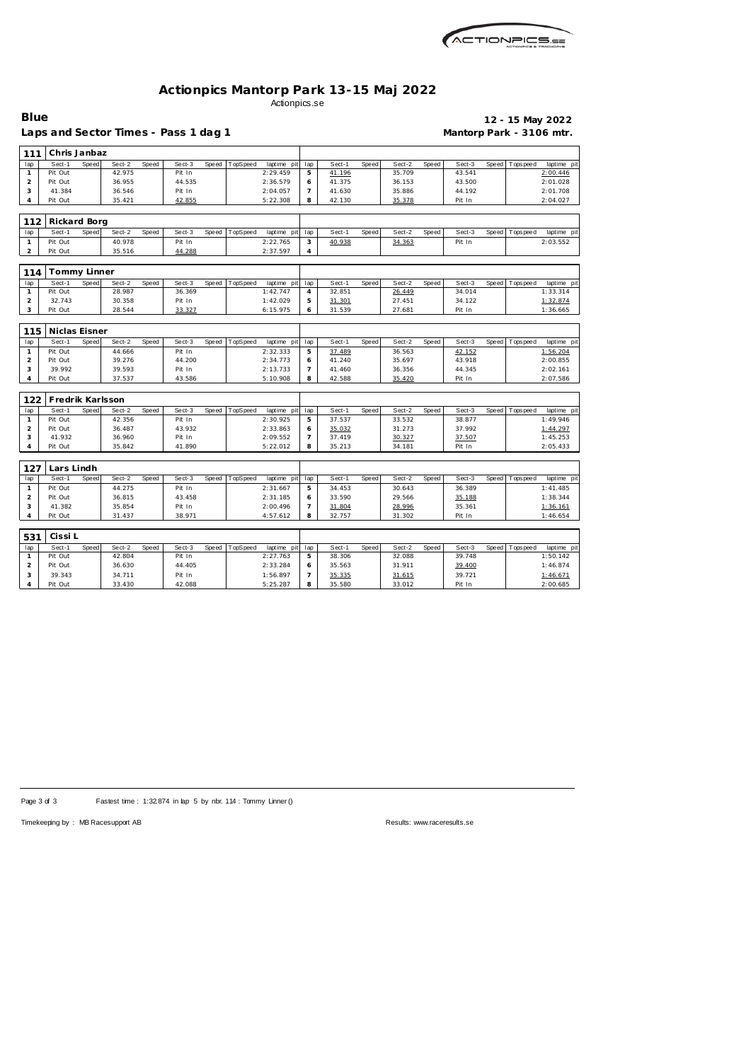# Actionpics Mantorp Park 13-15 Maj 2022

Actionpics.se

## Blue

**12 - 15 May 2022**

**Laps and Sector Times - Pass 1 dag 1**

**Mantorp Park - 3106 mtr.**

### 111 Chris Janbaz

| lap | Sect-1 | Speed | Sect-2 | Speed | Sect-3 | Speed | TopSpeed | laptime pit | lap | Sect-1 | Speed | Sect-2 | Speed | Sect-3 | Speed | Topspeed | laptime pit |
|---|---|---|---|---|---|---|---|---|---|---|---|---|---|---|---|---|---|
| 1 | Pit Out | | 42.975 | | Pit In | | | 2:29.459 | 5 | 41.196 | | 35.709 | | 43.541 | | | 2:00.446 |
| 2 | Pit Out | | 36.955 | | 44.535 | | | 2:36.579 | 6 | 41.375 | | 36.153 | | 43.500 | | | 2:01.028 |
| 3 | 41.384 | | 36.546 | | Pit In | | | 2:04.057 | 7 | 41.630 | | 35.886 | | 44.192 | | | 2:01.708 |
| 4 | Pit Out | | 35.421 | | 42.855 | | | 5:22.308 | 8 | 42.130 | | 35.378 | | Pit In | | | 2:04.027 |

### 112 Rickard Borg

| lap | Sect-1 | Speed | Sect-2 | Speed | Sect-3 | Speed | TopSpeed | laptime pit | lap | Sect-1 | Speed | Sect-2 | Speed | Sect-3 | Speed | Topspeed | laptime pit |
|---|---|---|---|---|---|---|---|---|---|---|---|---|---|---|---|---|---|
| 1 | Pit Out | | 40.978 | | Pit In | | | 2:22.765 | 3 | 40.938 | | 34.363 | | Pit In | | | 2:03.552 |
| 2 | Pit Out | | 35.516 | | 44.288 | | | 2:37.597 | 4 | | | | | | | | |

### 114 Tommy Linner

| lap | Sect-1 | Speed | Sect-2 | Speed | Sect-3 | Speed | TopSpeed | laptime pit | lap | Sect-1 | Speed | Sect-2 | Speed | Sect-3 | Speed | Topspeed | laptime pit |
|---|---|---|---|---|---|---|---|---|---|---|---|---|---|---|---|---|---|
| 1 | Pit Out | | 28.987 | | 36.369 | | | 1:42.747 | 4 | 32.851 | | 26.449 | | 34.014 | | | 1:33.314 |
| 2 | 32.743 | | 30.358 | | Pit In | | | 1:42.029 | 5 | 31.301 | | 27.451 | | 34.122 | | | 1:32.874 |
| 3 | Pit Out | | 28.544 | | 33.327 | | | 6:15.975 | 6 | 31.539 | | 27.681 | | Pit In | | | 1:36.665 |

### 115 Niclas Eisner

| lap | Sect-1 | Speed | Sect-2 | Speed | Sect-3 | Speed | TopSpeed | laptime pit | lap | Sect-1 | Speed | Sect-2 | Speed | Sect-3 | Speed | Topspeed | laptime pit |
|---|---|---|---|---|---|---|---|---|---|---|---|---|---|---|---|---|---|
| 1 | Pit Out | | 44.666 | | Pit In | | | 2:32.333 | 5 | 37.489 | | 36.563 | | 42.152 | | | 1:56.204 |
| 2 | Pit Out | | 39.276 | | 44.200 | | | 2:34.773 | 6 | 41.240 | | 35.697 | | 43.918 | | | 2:00.855 |
| 3 | 39.992 | | 39.593 | | Pit In | | | 2:13.733 | 7 | 41.460 | | 36.356 | | 44.345 | | | 2:02.161 |
| 4 | Pit Out | | 37.537 | | 43.586 | | | 5:10.908 | 8 | 42.588 | | 35.420 | | Pit In | | | 2:07.586 |

### 122 Fredrik Karlsson

| lap | Sect-1 | Speed | Sect-2 | Speed | Sect-3 | Speed | TopSpeed | laptime pit | lap | Sect-1 | Speed | Sect-2 | Speed | Sect-3 | Speed | Topspeed | laptime pit |
|---|---|---|---|---|---|---|---|---|---|---|---|---|---|---|---|---|---|
| 1 | Pit Out | | 42.356 | | Pit In | | | 2:30.925 | 5 | 37.537 | | 33.532 | | 38.877 | | | 1:49.946 |
| 2 | Pit Out | | 36.487 | | 43.932 | | | 2:33.863 | 6 | 35.032 | | 31.273 | | 37.992 | | | 1:44.297 |
| 3 | 41.932 | | 36.960 | | Pit In | | | 2:09.552 | 7 | 37.419 | | 30.327 | | 37.507 | | | 1:45.253 |
| 4 | Pit Out | | 35.842 | | 41.890 | | | 5:22.012 | 8 | 35.213 | | 34.181 | | Pit In | | | 2:05.433 |

### 127 Lars Lindh

| lap | Sect-1 | Speed | Sect-2 | Speed | Sect-3 | Speed | TopSpeed | laptime pit | lap | Sect-1 | Speed | Sect-2 | Speed | Sect-3 | Speed | Topspeed | laptime pit |
|---|---|---|---|---|---|---|---|---|---|---|---|---|---|---|---|---|---|
| 1 | Pit Out | | 44.275 | | Pit In | | | 2:31.667 | 5 | 34.453 | | 30.643 | | 36.389 | | | 1:41.485 |
| 2 | Pit Out | | 36.815 | | 43.458 | | | 2:31.185 | 6 | 33.590 | | 29.566 | | 35.188 | | | 1:38.344 |
| 3 | 41.382 | | 35.854 | | Pit In | | | 2:00.496 | 7 | 31.804 | | 28.996 | | 35.361 | | | 1:36.161 |
| 4 | Pit Out | | 31.437 | | 38.971 | | | 4:57.612 | 8 | 32.757 | | 31.302 | | Pit In | | | 1:46.654 |

### 531 Cissi L

| lap | Sect-1 | Speed | Sect-2 | Speed | Sect-3 | Speed | TopSpeed | laptime pit | lap | Sect-1 | Speed | Sect-2 | Speed | Sect-3 | Speed | Topspeed | laptime pit |
|---|---|---|---|---|---|---|---|---|---|---|---|---|---|---|---|---|---|
| 1 | Pit Out | | 42.804 | | Pit In | | | 2:27.763 | 5 | 38.306 | | 32.088 | | 39.748 | | | 1:50.142 |
| 2 | Pit Out | | 36.630 | | 44.405 | | | 2:33.284 | 6 | 35.563 | | 31.911 | | 39.400 | | | 1:46.874 |
| 3 | 39.343 | | 34.711 | | Pit In | | | 1:56.897 | 7 | 35.335 | | 31.615 | | 39.721 | | | 1:46.671 |
| 4 | Pit Out | | 33.430 | | 42.088 | | | 5:25.287 | 8 | 35.580 | | 33.012 | | Pit In | | | 2:00.685 |

Fastest time : 1:32.874 in lap 5 by nbr. 114 : Tommy Linner ()

Timekeeping by : MB Racesupport AB

Results: www.raceresults.se